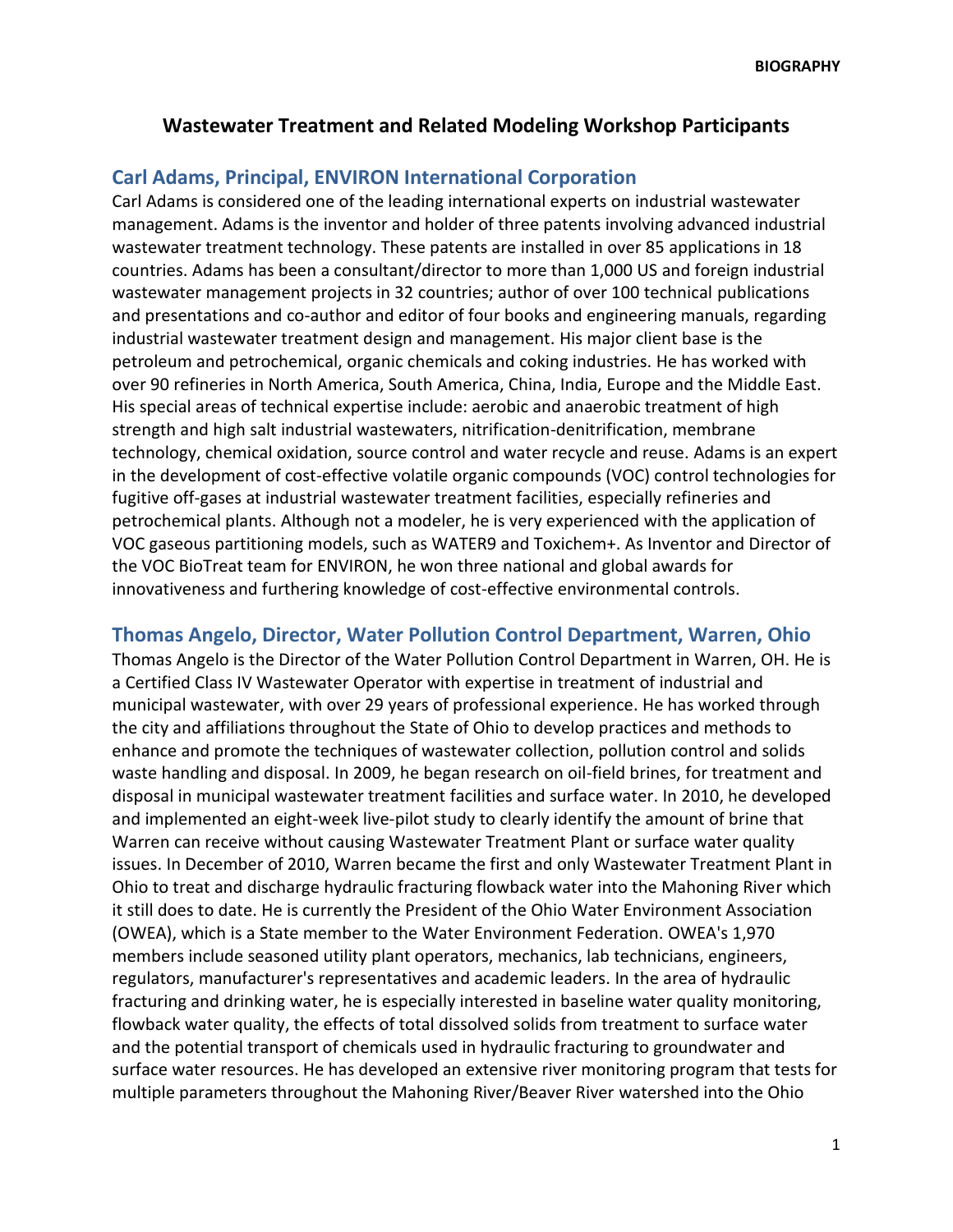# Wastewater Treatment and Related Modeling Workshop Participants

## Carl Adams, Principal, ENVIRON International Corporation

Carl Adams is considered one of the leading international experts on industrial wastewater management. Adams is the inventor and holder of three patents involving advanced industrial wastewater treatment technology. These patents are installed in over 85 applications in 18 countries. Adams has been a consultant/director to more than 1,000 US and foreign industrial wastewater management projects in 32 countries; author of over 100 technical publications and presentations and co-author and editor of four books and engineering manuals, regarding industrial wastewater treatment design and management. His major client base is the petroleum and petrochemical, organic chemicals and coking industries. He has worked with over 90 refineries in North America, South America, China, India, Europe and the Middle East. His special areas of technical expertise include: aerobic and anaerobic treatment of high strength and high salt industrial wastewaters, nitrification-denitrification, membrane technology, chemical oxidation, source control and water recycle and reuse. Adams is an expert in the development of cost-effective volatile organic compounds (VOC) control technologies for fugitive off-gases at industrial wastewater treatment facilities, especially refineries and petrochemical plants. Although not a modeler, he is very experienced with the application of VOC gaseous partitioning models, such as WATER9 and Toxichem+. As Inventor and Director of the VOC BioTreat team for ENVIRON, he won three national and global awards for innovativeness and furthering knowledge of cost-effective environmental controls.

## Thomas Angelo, Director, Water Pollution Control Department, Warren, Ohio

Thomas Angelo is the Director of the Water Pollution Control Department in Warren, OH. He is a Certified Class IV Wastewater Operator with expertise in treatment of industrial and municipal wastewater, with over 29 years of professional experience. He has worked through the city and affiliations throughout the State of Ohio to develop practices and methods to enhance and promote the techniques of wastewater collection, pollution control and solids waste handling and disposal. In 2009, he began research on oil-field brines, for treatment and disposal in municipal wastewater treatment facilities and surface water. In 2010, he developed and implemented an eight-week live-pilot study to clearly identify the amount of brine that Warren can receive without causing Wastewater Treatment Plant or surface water quality issues. In December of 2010, Warren became the first and only Wastewater Treatment Plant in Ohio to treat and discharge hydraulic fracturing flowback water into the Mahoning River which it still does to date. He is currently the President of the Ohio Water Environment Association (OWEA), which is a State member to the Water Environment Federation. OWEA's 1,970 members include seasoned utility plant operators, mechanics, lab technicians, engineers, regulators, manufacturer's representatives and academic leaders. In the area of hydraulic fracturing and drinking water, he is especially interested in baseline water quality monitoring, flowback water quality, the effects of total dissolved solids from treatment to surface water and the potential transport of chemicals used in hydraulic fracturing to groundwater and surface water resources. He has developed an extensive river monitoring program that tests for multiple parameters throughout the Mahoning River/Beaver River watershed into the Ohio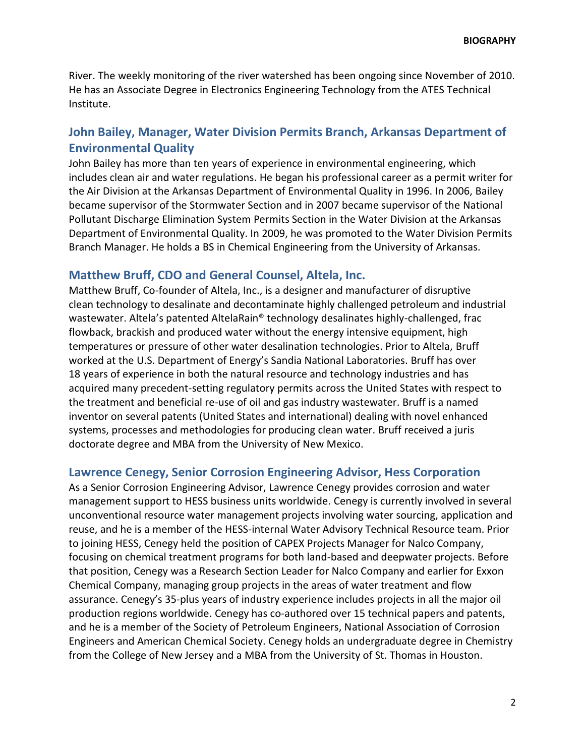River. The weekly monitoring of the river watershed has been ongoing since November of 2010. He has an Associate Degree in Electronics Engineering Technology from the ATES Technical Institute.

## John Bailey, Manager, Water Division Permits Branch, Arkansas Department of Environmental Quality

John Bailey has more than ten years of experience in environmental engineering, which includes clean air and water regulations. He began his professional career as a permit writer for the Air Division at the Arkansas Department of Environmental Quality in 1996. In 2006, Bailey became supervisor of the Stormwater Section and in 2007 became supervisor of the National Pollutant Discharge Elimination System Permits Section in the Water Division at the Arkansas Department of Environmental Quality. In 2009, he was promoted to the Water Division Permits Branch Manager. He holds a BS in Chemical Engineering from the University of Arkansas.

## Matthew Bruff, CDO and General Counsel, Altela, Inc.

Matthew Bruff, Co-founder of Altela, Inc., is a designer and manufacturer of disruptive clean technology to desalinate and decontaminate highly challenged petroleum and industrial wastewater. Altela's patented AltelaRain® technology desalinates highly-challenged, frac flowback, brackish and produced water without the energy intensive equipment, high temperatures or pressure of other water desalination technologies. Prior to Altela, Bruff worked at the U.S. Department of Energy's Sandia National Laboratories. Bruff has over 18 years of experience in both the natural resource and technology industries and has acquired many precedent-setting regulatory permits across the United States with respect to the treatment and beneficial re-use of oil and gas industry wastewater. Bruff is a named inventor on several patents (United States and international) dealing with novel enhanced systems, processes and methodologies for producing clean water. Bruff received a juris doctorate degree and MBA from the University of New Mexico.

## Lawrence Cenegy, Senior Corrosion Engineering Advisor, Hess Corporation

As a Senior Corrosion Engineering Advisor, Lawrence Cenegy provides corrosion and water management support to HESS business units worldwide. Cenegy is currently involved in several unconventional resource water management projects involving water sourcing, application and reuse, and he is a member of the HESS-internal Water Advisory Technical Resource team. Prior to joining HESS, Cenegy held the position of CAPEX Projects Manager for Nalco Company, focusing on chemical treatment programs for both land-based and deepwater projects. Before that position, Cenegy was a Research Section Leader for Nalco Company and earlier for Exxon Chemical Company, managing group projects in the areas of water treatment and flow assurance. Cenegy's 35-plus years of industry experience includes projects in all the major oil production regions worldwide. Cenegy has co-authored over 15 technical papers and patents, and he is a member of the Society of Petroleum Engineers, National Association of Corrosion Engineers and American Chemical Society. Cenegy holds an undergraduate degree in Chemistry from the College of New Jersey and a MBA from the University of St. Thomas in Houston.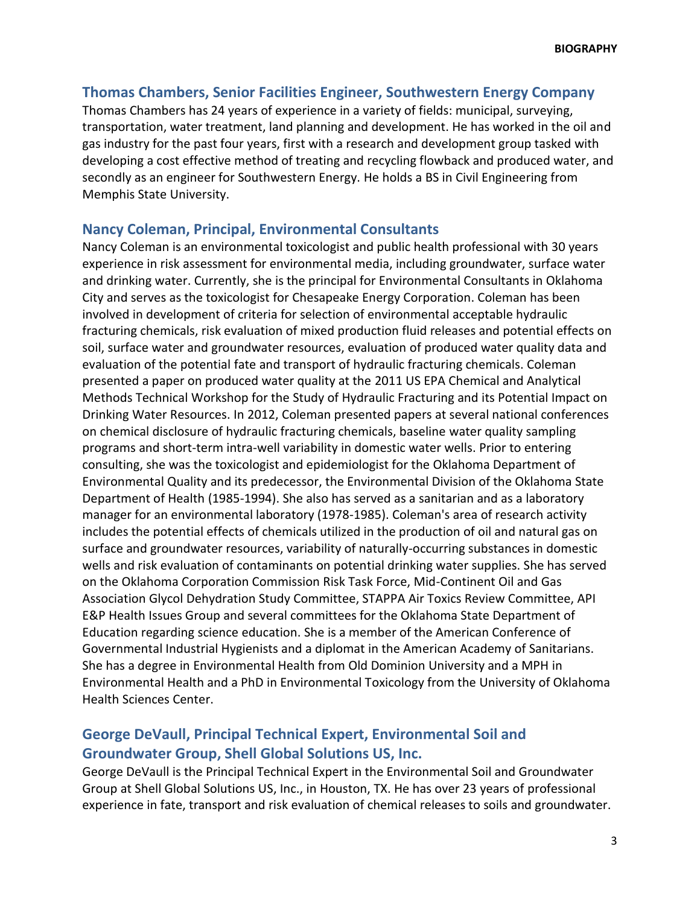## Thomas Chambers, Senior Facilities Engineer, Southwestern Energy Company

Thomas Chambers has 24 years of experience in a variety of fields: municipal, surveying, transportation, water treatment, land planning and development. He has worked in the oil and gas industry for the past four years, first with a research and development group tasked with developing a cost effective method of treating and recycling flowback and produced water, and secondly as an engineer for Southwestern Energy. He holds a BS in Civil Engineering from Memphis State University.

## Nancy Coleman, Principal, Environmental Consultants

Nancy Coleman is an environmental toxicologist and public health professional with 30 years experience in risk assessment for environmental media, including groundwater, surface water and drinking water. Currently, she is the principal for Environmental Consultants in Oklahoma City and serves as the toxicologist for Chesapeake Energy Corporation. Coleman has been involved in development of criteria for selection of environmental acceptable hydraulic fracturing chemicals, risk evaluation of mixed production fluid releases and potential effects on soil, surface water and groundwater resources, evaluation of produced water quality data and evaluation of the potential fate and transport of hydraulic fracturing chemicals. Coleman presented a paper on produced water quality at the 2011 US EPA Chemical and Analytical Methods Technical Workshop for the Study of Hydraulic Fracturing and its Potential Impact on Drinking Water Resources. In 2012, Coleman presented papers at several national conferences on chemical disclosure of hydraulic fracturing chemicals, baseline water quality sampling programs and short-term intra-well variability in domestic water wells. Prior to entering consulting, she was the toxicologist and epidemiologist for the Oklahoma Department of Environmental Quality and its predecessor, the Environmental Division of the Oklahoma State Department of Health (1985-1994). She also has served as a sanitarian and as a laboratory manager for an environmental laboratory (1978-1985). Coleman's area of research activity includes the potential effects of chemicals utilized in the production of oil and natural gas on surface and groundwater resources, variability of naturally-occurring substances in domestic wells and risk evaluation of contaminants on potential drinking water supplies. She has served on the Oklahoma Corporation Commission Risk Task Force, Mid-Continent Oil and Gas Association Glycol Dehydration Study Committee, STAPPA Air Toxics Review Committee, API E&P Health Issues Group and several committees for the Oklahoma State Department of Education regarding science education. She is a member of the American Conference of Governmental Industrial Hygienists and a diplomat in the American Academy of Sanitarians. She has a degree in Environmental Health from Old Dominion University and a MPH in Environmental Health and a PhD in Environmental Toxicology from the University of Oklahoma Health Sciences Center.

## George DeVaull, Principal Technical Expert, Environmental Soil and Groundwater Group, Shell Global Solutions US, Inc.

George DeVaull is the Principal Technical Expert in the Environmental Soil and Groundwater Group at Shell Global Solutions US, Inc., in Houston, TX. He has over 23 years of professional experience in fate, transport and risk evaluation of chemical releases to soils and groundwater.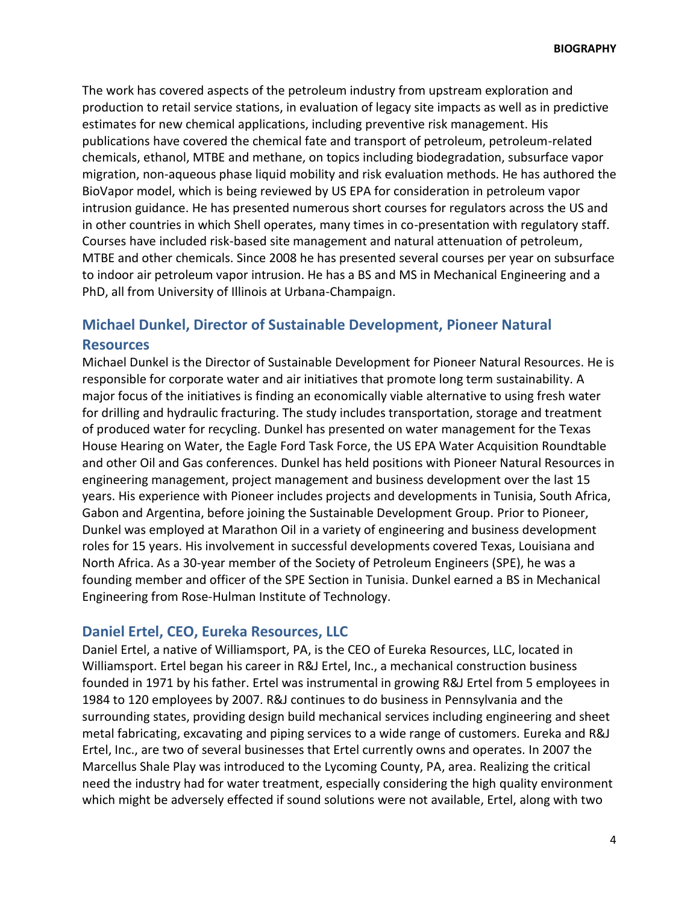The work has covered aspects of the petroleum industry from upstream exploration and production to retail service stations, in evaluation of legacy site impacts as well as in predictive estimates for new chemical applications, including preventive risk management. His publications have covered the chemical fate and transport of petroleum, petroleum-related chemicals, ethanol, MTBE and methane, on topics including biodegradation, subsurface vapor migration, non-aqueous phase liquid mobility and risk evaluation methods. He has authored the BioVapor model, which is being reviewed by US EPA for consideration in petroleum vapor intrusion guidance. He has presented numerous short courses for regulators across the US and in other countries in which Shell operates, many times in co-presentation with regulatory staff. Courses have included risk-based site management and natural attenuation of petroleum, MTBE and other chemicals. Since 2008 he has presented several courses per year on subsurface to indoor air petroleum vapor intrusion. He has a BS and MS in Mechanical Engineering and a PhD, all from University of Illinois at Urbana-Champaign.

## Michael Dunkel, Director of Sustainable Development, Pioneer Natural Resources

Michael Dunkel is the Director of Sustainable Development for Pioneer Natural Resources. He is responsible for corporate water and air initiatives that promote long term sustainability. A major focus of the initiatives is finding an economically viable alternative to using fresh water for drilling and hydraulic fracturing. The study includes transportation, storage and treatment of produced water for recycling. Dunkel has presented on water management for the Texas House Hearing on Water, the Eagle Ford Task Force, the US EPA Water Acquisition Roundtable and other Oil and Gas conferences. Dunkel has held positions with Pioneer Natural Resources in engineering management, project management and business development over the last 15 years. His experience with Pioneer includes projects and developments in Tunisia, South Africa, Gabon and Argentina, before joining the Sustainable Development Group. Prior to Pioneer, Dunkel was employed at Marathon Oil in a variety of engineering and business development roles for 15 years. His involvement in successful developments covered Texas, Louisiana and North Africa. As a 30-year member of the Society of Petroleum Engineers (SPE), he was a founding member and officer of the SPE Section in Tunisia. Dunkel earned a BS in Mechanical Engineering from Rose-Hulman Institute of Technology.

## Daniel Ertel, CEO, Eureka Resources, LLC

Daniel Ertel, a native of Williamsport, PA, is the CEO of Eureka Resources, LLC, located in Williamsport. Ertel began his career in R&J Ertel, Inc., a mechanical construction business founded in 1971 by his father. Ertel was instrumental in growing R&J Ertel from 5 employees in 1984 to 120 employees by 2007. R&J continues to do business in Pennsylvania and the surrounding states, providing design build mechanical services including engineering and sheet metal fabricating, excavating and piping services to a wide range of customers. Eureka and R&J Ertel, Inc., are two of several businesses that Ertel currently owns and operates. In 2007 the Marcellus Shale Play was introduced to the Lycoming County, PA, area. Realizing the critical need the industry had for water treatment, especially considering the high quality environment which might be adversely effected if sound solutions were not available, Ertel, along with two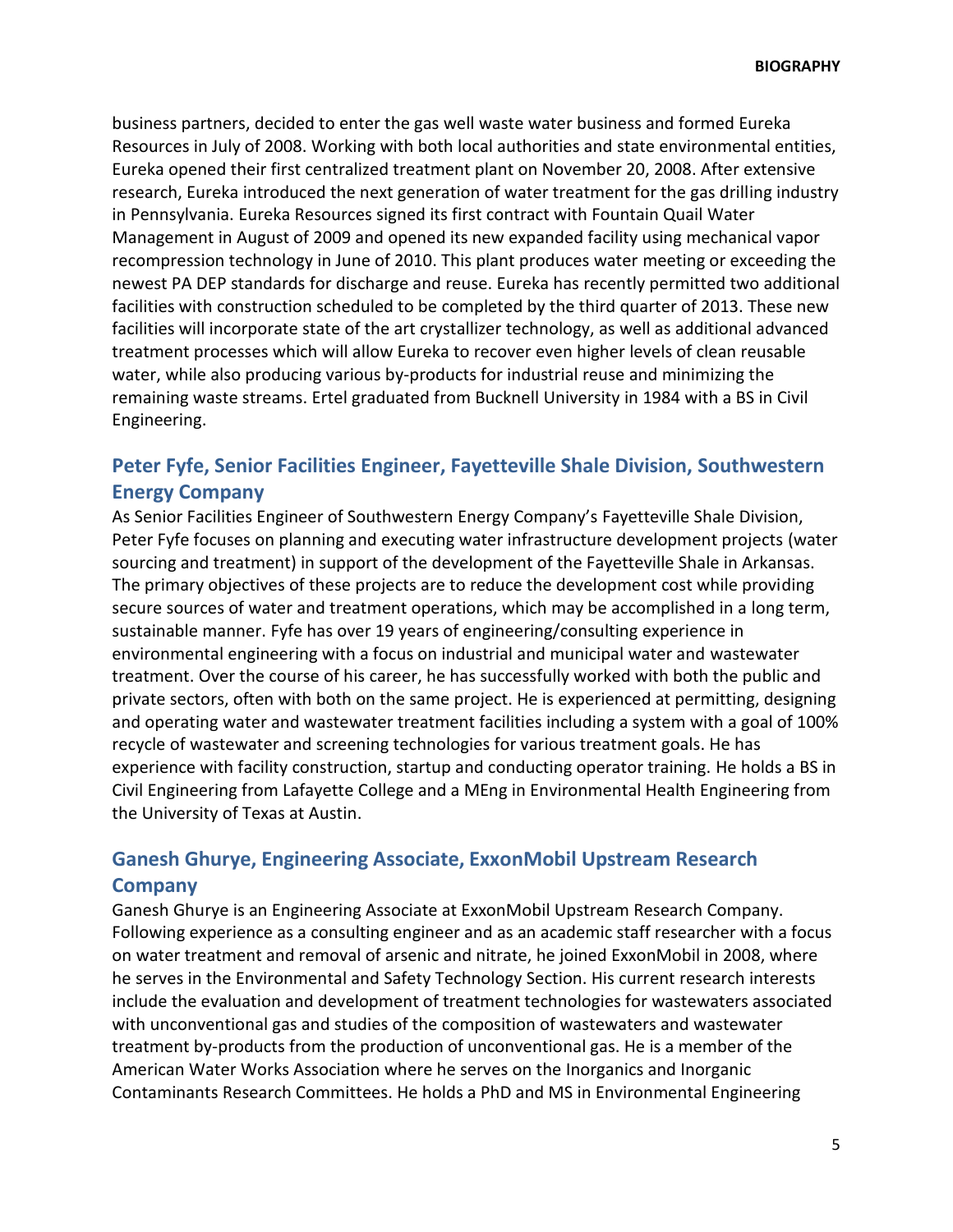business partners, decided to enter the gas well waste water business and formed Eureka Resources in July of 2008. Working with both local authorities and state environmental entities, Eureka opened their first centralized treatment plant on November 20, 2008. After extensive research, Eureka introduced the next generation of water treatment for the gas drilling industry in Pennsylvania. Eureka Resources signed its first contract with Fountain Quail Water Management in August of 2009 and opened its new expanded facility using mechanical vapor recompression technology in June of 2010. This plant produces water meeting or exceeding the newest PA DEP standards for discharge and reuse. Eureka has recently permitted two additional facilities with construction scheduled to be completed by the third quarter of 2013. These new facilities will incorporate state of the art crystallizer technology, as well as additional advanced treatment processes which will allow Eureka to recover even higher levels of clean reusable water, while also producing various by-products for industrial reuse and minimizing the remaining waste streams. Ertel graduated from Bucknell University in 1984 with a BS in Civil Engineering.

## Peter Fyfe, Senior Facilities Engineer, Fayetteville Shale Division, Southwestern Energy Company

As Senior Facilities Engineer of Southwestern Energy Company's Fayetteville Shale Division, Peter Fyfe focuses on planning and executing water infrastructure development projects (water sourcing and treatment) in support of the development of the Fayetteville Shale in Arkansas. The primary objectives of these projects are to reduce the development cost while providing secure sources of water and treatment operations, which may be accomplished in a long term, sustainable manner. Fyfe has over 19 years of engineering/consulting experience in environmental engineering with a focus on industrial and municipal water and wastewater treatment. Over the course of his career, he has successfully worked with both the public and private sectors, often with both on the same project. He is experienced at permitting, designing and operating water and wastewater treatment facilities including a system with a goal of 100% recycle of wastewater and screening technologies for various treatment goals. He has experience with facility construction, startup and conducting operator training. He holds a BS in Civil Engineering from Lafayette College and a MEng in Environmental Health Engineering from the University of Texas at Austin.

## Ganesh Ghurye, Engineering Associate, ExxonMobil Upstream Research Company

Ganesh Ghurye is an Engineering Associate at ExxonMobil Upstream Research Company. Following experience as a consulting engineer and as an academic staff researcher with a focus on water treatment and removal of arsenic and nitrate, he joined ExxonMobil in 2008, where he serves in the Environmental and Safety Technology Section. His current research interests include the evaluation and development of treatment technologies for wastewaters associated with unconventional gas and studies of the composition of wastewaters and wastewater treatment by-products from the production of unconventional gas. He is a member of the American Water Works Association where he serves on the Inorganics and Inorganic Contaminants Research Committees. He holds a PhD and MS in Environmental Engineering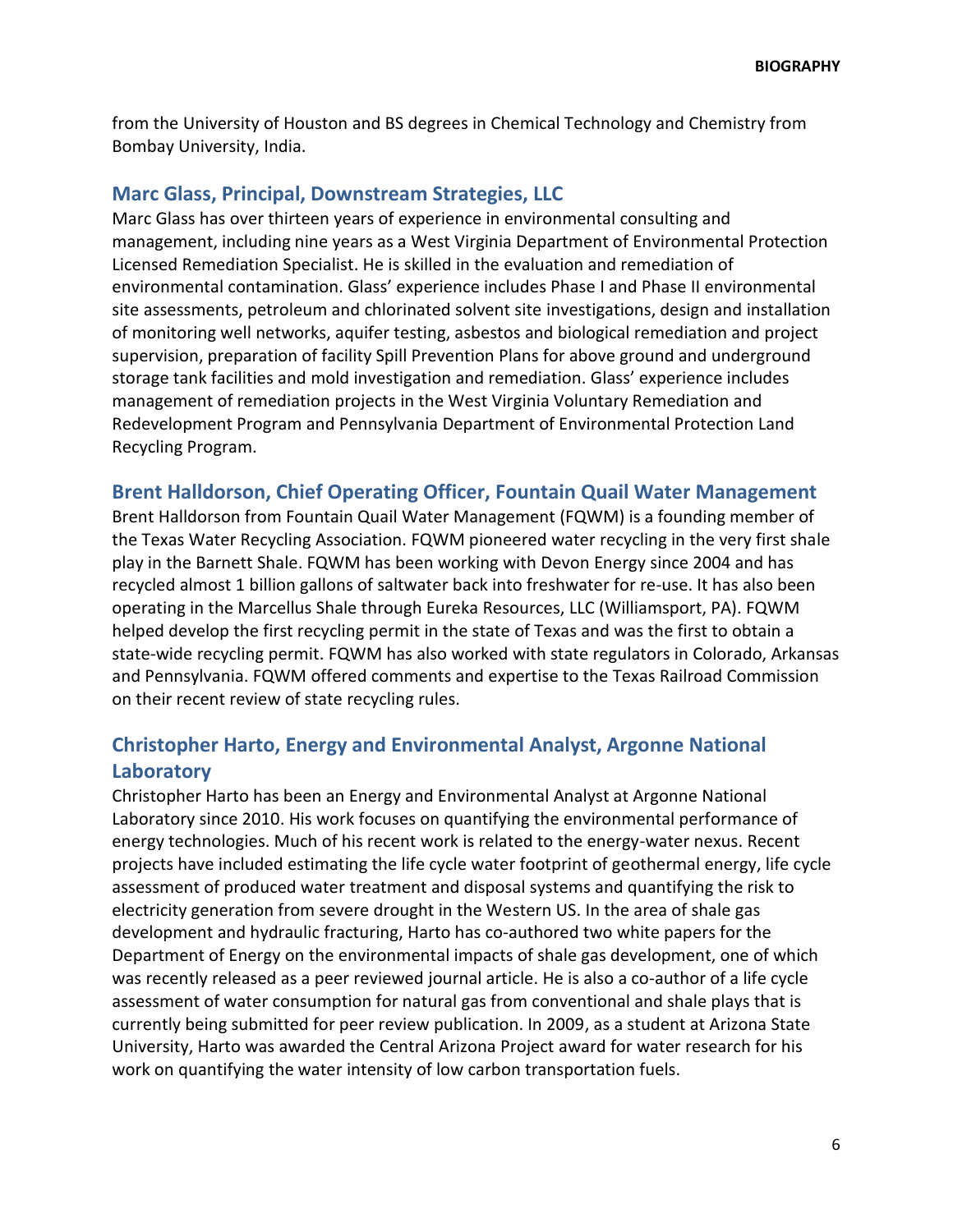from the University of Houston and BS degrees in Chemical Technology and Chemistry from Bombay University, India.

## Marc Glass, Principal, Downstream Strategies, LLC

Marc Glass has over thirteen years of experience in environmental consulting and management, including nine years as a West Virginia Department of Environmental Protection Licensed Remediation Specialist. He is skilled in the evaluation and remediation of environmental contamination. Glass' experience includes Phase I and Phase II environmental site assessments, petroleum and chlorinated solvent site investigations, design and installation of monitoring well networks, aquifer testing, asbestos and biological remediation and project supervision, preparation of facility Spill Prevention Plans for above ground and underground storage tank facilities and mold investigation and remediation. Glass' experience includes management of remediation projects in the West Virginia Voluntary Remediation and Redevelopment Program and Pennsylvania Department of Environmental Protection Land Recycling Program.

## Brent Halldorson, Chief Operating Officer, Fountain Quail Water Management

Brent Halldorson from Fountain Quail Water Management (FQWM) is a founding member of the Texas Water Recycling Association. FQWM pioneered water recycling in the very first shale play in the Barnett Shale. FQWM has been working with Devon Energy since 2004 and has recycled almost 1 billion gallons of saltwater back into freshwater for re-use. It has also been operating in the Marcellus Shale through Eureka Resources, LLC (Williamsport, PA). FQWM helped develop the first recycling permit in the state of Texas and was the first to obtain a state-wide recycling permit. FQWM has also worked with state regulators in Colorado, Arkansas and Pennsylvania. FQWM offered comments and expertise to the Texas Railroad Commission on their recent review of state recycling rules.

## Christopher Harto, Energy and Environmental Analyst, Argonne National Laboratory

Christopher Harto has been an Energy and Environmental Analyst at Argonne National Laboratory since 2010. His work focuses on quantifying the environmental performance of energy technologies. Much of his recent work is related to the energy-water nexus. Recent projects have included estimating the life cycle water footprint of geothermal energy, life cycle assessment of produced water treatment and disposal systems and quantifying the risk to electricity generation from severe drought in the Western US. In the area of shale gas development and hydraulic fracturing, Harto has co-authored two white papers for the Department of Energy on the environmental impacts of shale gas development, one of which was recently released as a peer reviewed journal article. He is also a co-author of a life cycle assessment of water consumption for natural gas from conventional and shale plays that is currently being submitted for peer review publication. In 2009, as a student at Arizona State University, Harto was awarded the Central Arizona Project award for water research for his work on quantifying the water intensity of low carbon transportation fuels.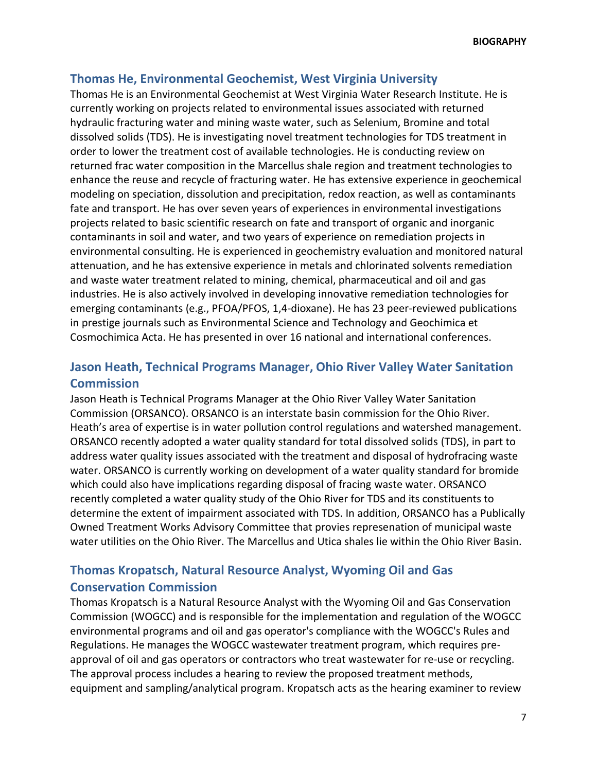## Thomas He, Environmental Geochemist, West Virginia University

Thomas He is an Environmental Geochemist at West Virginia Water Research Institute. He is currently working on projects related to environmental issues associated with returned hydraulic fracturing water and mining waste water, such as Selenium, Bromine and total dissolved solids (TDS). He is investigating novel treatment technologies for TDS treatment in order to lower the treatment cost of available technologies. He is conducting review on returned frac water composition in the Marcellus shale region and treatment technologies to enhance the reuse and recycle of fracturing water. He has extensive experience in geochemical modeling on speciation, dissolution and precipitation, redox reaction, as well as contaminants fate and transport. He has over seven years of experiences in environmental investigations projects related to basic scientific research on fate and transport of organic and inorganic contaminants in soil and water, and two years of experience on remediation projects in environmental consulting. He is experienced in geochemistry evaluation and monitored natural attenuation, and he has extensive experience in metals and chlorinated solvents remediation and waste water treatment related to mining, chemical, pharmaceutical and oil and gas industries. He is also actively involved in developing innovative remediation technologies for emerging contaminants (e.g., PFOA/PFOS, 1,4-dioxane). He has 23 peer-reviewed publications in prestige journals such as Environmental Science and Technology and Geochimica et Cosmochimica Acta. He has presented in over 16 national and international conferences.

## Jason Heath, Technical Programs Manager, Ohio River Valley Water Sanitation Commission

Jason Heath is Technical Programs Manager at the Ohio River Valley Water Sanitation Commission (ORSANCO). ORSANCO is an interstate basin commission for the Ohio River. Heath's area of expertise is in water pollution control regulations and watershed management. ORSANCO recently adopted a water quality standard for total dissolved solids (TDS), in part to address water quality issues associated with the treatment and disposal of hydrofracing waste water. ORSANCO is currently working on development of a water quality standard for bromide which could also have implications regarding disposal of fracing waste water. ORSANCO recently completed a water quality study of the Ohio River for TDS and its constituents to determine the extent of impairment associated with TDS. In addition, ORSANCO has a Publically Owned Treatment Works Advisory Committee that provies represenation of municipal waste water utilities on the Ohio River. The Marcellus and Utica shales lie within the Ohio River Basin.

## Thomas Kropatsch, Natural Resource Analyst, Wyoming Oil and Gas Conservation Commission

Thomas Kropatsch is a Natural Resource Analyst with the Wyoming Oil and Gas Conservation Commission (WOGCC) and is responsible for the implementation and regulation of the WOGCC environmental programs and oil and gas operator's compliance with the WOGCC's Rules and Regulations. He manages the WOGCC wastewater treatment program, which requires pre-approval of oil and gas operators or contractors who treat wastewater for re-use or recycling. The approval process includes a hearing to review the proposed treatment methods, equipment and sampling/analytical program. Kropatsch acts as the hearing examiner to review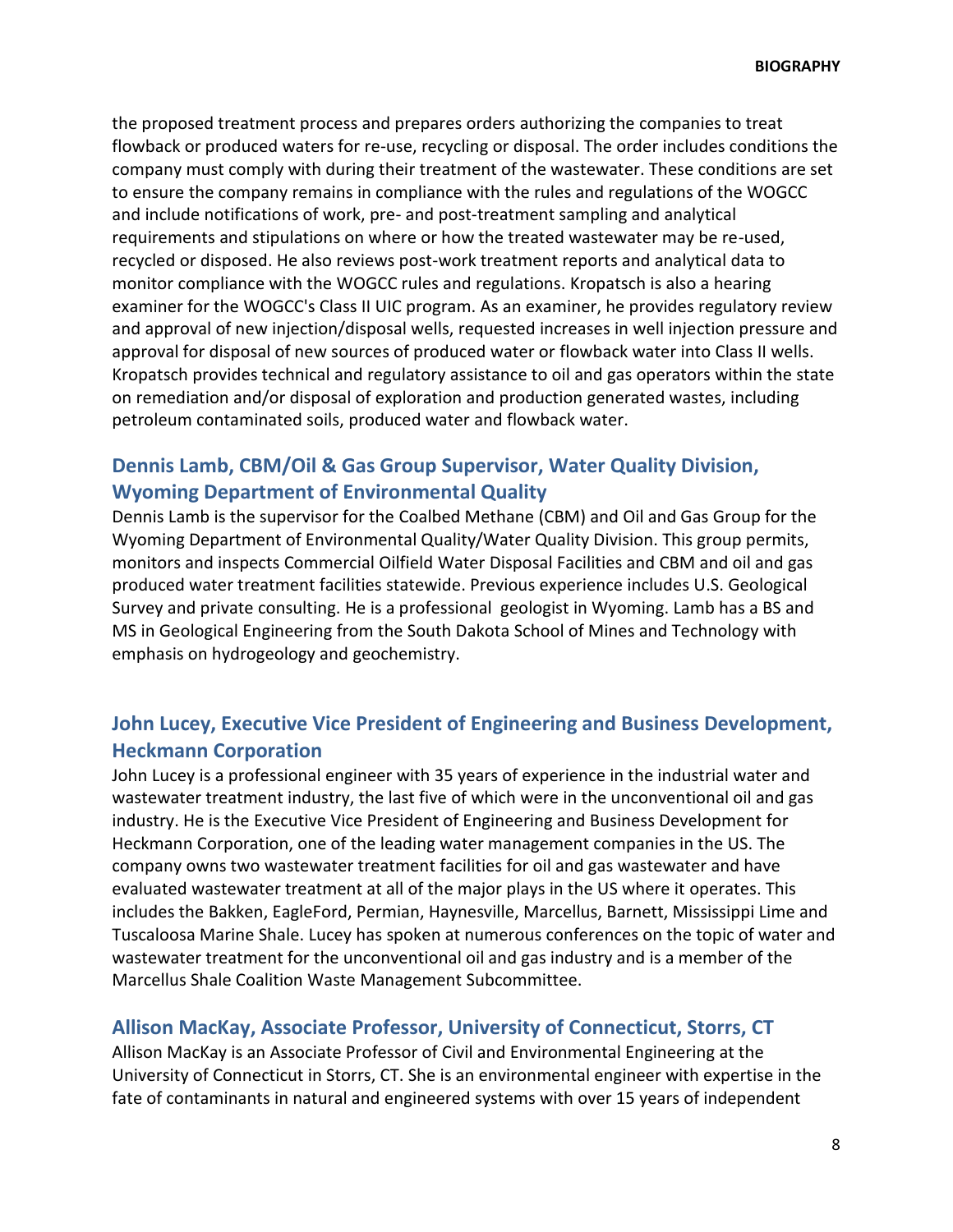the proposed treatment process and prepares orders authorizing the companies to treat flowback or produced waters for re-use, recycling or disposal. The order includes conditions the company must comply with during their treatment of the wastewater. These conditions are set to ensure the company remains in compliance with the rules and regulations of the WOGCC and include notifications of work, pre- and post-treatment sampling and analytical requirements and stipulations on where or how the treated wastewater may be re-used, recycled or disposed. He also reviews post-work treatment reports and analytical data to monitor compliance with the WOGCC rules and regulations. Kropatsch is also a hearing examiner for the WOGCC's Class II UIC program. As an examiner, he provides regulatory review and approval of new injection/disposal wells, requested increases in well injection pressure and approval for disposal of new sources of produced water or flowback water into Class II wells. Kropatsch provides technical and regulatory assistance to oil and gas operators within the state on remediation and/or disposal of exploration and production generated wastes, including petroleum contaminated soils, produced water and flowback water.

### Dennis Lamb, CBM/Oil & Gas Group Supervisor, Water Quality Division, Wyoming Department of Environmental Quality

Dennis Lamb is the supervisor for the Coalbed Methane (CBM) and Oil and Gas Group for the Wyoming Department of Environmental Quality/Water Quality Division. This group permits, monitors and inspects Commercial Oilfield Water Disposal Facilities and CBM and oil and gas produced water treatment facilities statewide. Previous experience includes U.S. Geological Survey and private consulting. He is a professional geologist in Wyoming. Lamb has a BS and MS in Geological Engineering from the South Dakota School of Mines and Technology with emphasis on hydrogeology and geochemistry.

### John Lucey, Executive Vice President of Engineering and Business Development, Heckmann Corporation

John Lucey is a professional engineer with 35 years of experience in the industrial water and wastewater treatment industry, the last five of which were in the unconventional oil and gas industry. He is the Executive Vice President of Engineering and Business Development for Heckmann Corporation, one of the leading water management companies in the US. The company owns two wastewater treatment facilities for oil and gas wastewater and have evaluated wastewater treatment at all of the major plays in the US where it operates. This includes the Bakken, EagleFord, Permian, Haynesville, Marcellus, Barnett, Mississippi Lime and Tuscaloosa Marine Shale. Lucey has spoken at numerous conferences on the topic of water and wastewater treatment for the unconventional oil and gas industry and is a member of the Marcellus Shale Coalition Waste Management Subcommittee.

### Allison MacKay, Associate Professor, University of Connecticut, Storrs, CT

Allison MacKay is an Associate Professor of Civil and Environmental Engineering at the University of Connecticut in Storrs, CT. She is an environmental engineer with expertise in the fate of contaminants in natural and engineered systems with over 15 years of independent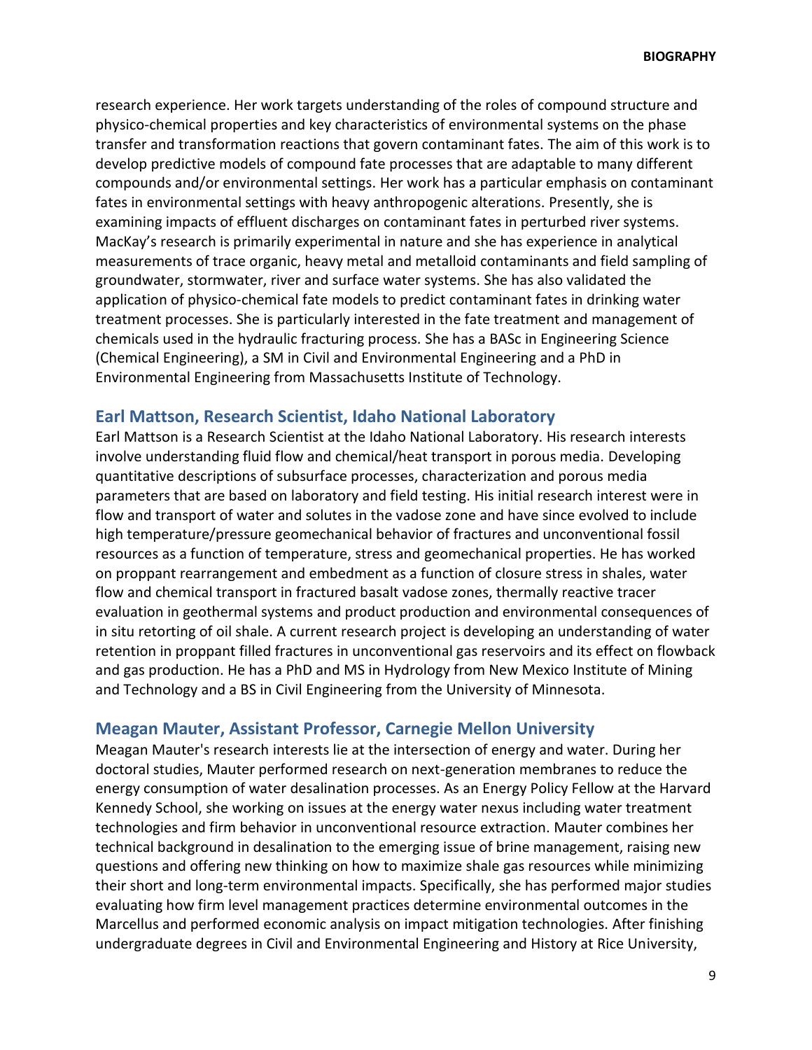research experience. Her work targets understanding of the roles of compound structure and physico-chemical properties and key characteristics of environmental systems on the phase transfer and transformation reactions that govern contaminant fates. The aim of this work is to develop predictive models of compound fate processes that are adaptable to many different compounds and/or environmental settings. Her work has a particular emphasis on contaminant fates in environmental settings with heavy anthropogenic alterations. Presently, she is examining impacts of effluent discharges on contaminant fates in perturbed river systems. MacKay's research is primarily experimental in nature and she has experience in analytical measurements of trace organic, heavy metal and metalloid contaminants and field sampling of groundwater, stormwater, river and surface water systems. She has also validated the application of physico-chemical fate models to predict contaminant fates in drinking water treatment processes. She is particularly interested in the fate treatment and management of chemicals used in the hydraulic fracturing process. She has a BASc in Engineering Science (Chemical Engineering), a SM in Civil and Environmental Engineering and a PhD in Environmental Engineering from Massachusetts Institute of Technology.

## Earl Mattson, Research Scientist, Idaho National Laboratory

Earl Mattson is a Research Scientist at the Idaho National Laboratory. His research interests involve understanding fluid flow and chemical/heat transport in porous media. Developing quantitative descriptions of subsurface processes, characterization and porous media parameters that are based on laboratory and field testing. His initial research interest were in flow and transport of water and solutes in the vadose zone and have since evolved to include high temperature/pressure geomechanical behavior of fractures and unconventional fossil resources as a function of temperature, stress and geomechanical properties. He has worked on proppant rearrangement and embedment as a function of closure stress in shales, water flow and chemical transport in fractured basalt vadose zones, thermally reactive tracer evaluation in geothermal systems and product production and environmental consequences of in situ retorting of oil shale. A current research project is developing an understanding of water retention in proppant filled fractures in unconventional gas reservoirs and its effect on flowback and gas production. He has a PhD and MS in Hydrology from New Mexico Institute of Mining and Technology and a BS in Civil Engineering from the University of Minnesota.

## Meagan Mauter, Assistant Professor, Carnegie Mellon University

Meagan Mauter's research interests lie at the intersection of energy and water. During her doctoral studies, Mauter performed research on next-generation membranes to reduce the energy consumption of water desalination processes. As an Energy Policy Fellow at the Harvard Kennedy School, she working on issues at the energy water nexus including water treatment technologies and firm behavior in unconventional resource extraction. Mauter combines her technical background in desalination to the emerging issue of brine management, raising new questions and offering new thinking on how to maximize shale gas resources while minimizing their short and long-term environmental impacts. Specifically, she has performed major studies evaluating how firm level management practices determine environmental outcomes in the Marcellus and performed economic analysis on impact mitigation technologies. After finishing undergraduate degrees in Civil and Environmental Engineering and History at Rice University,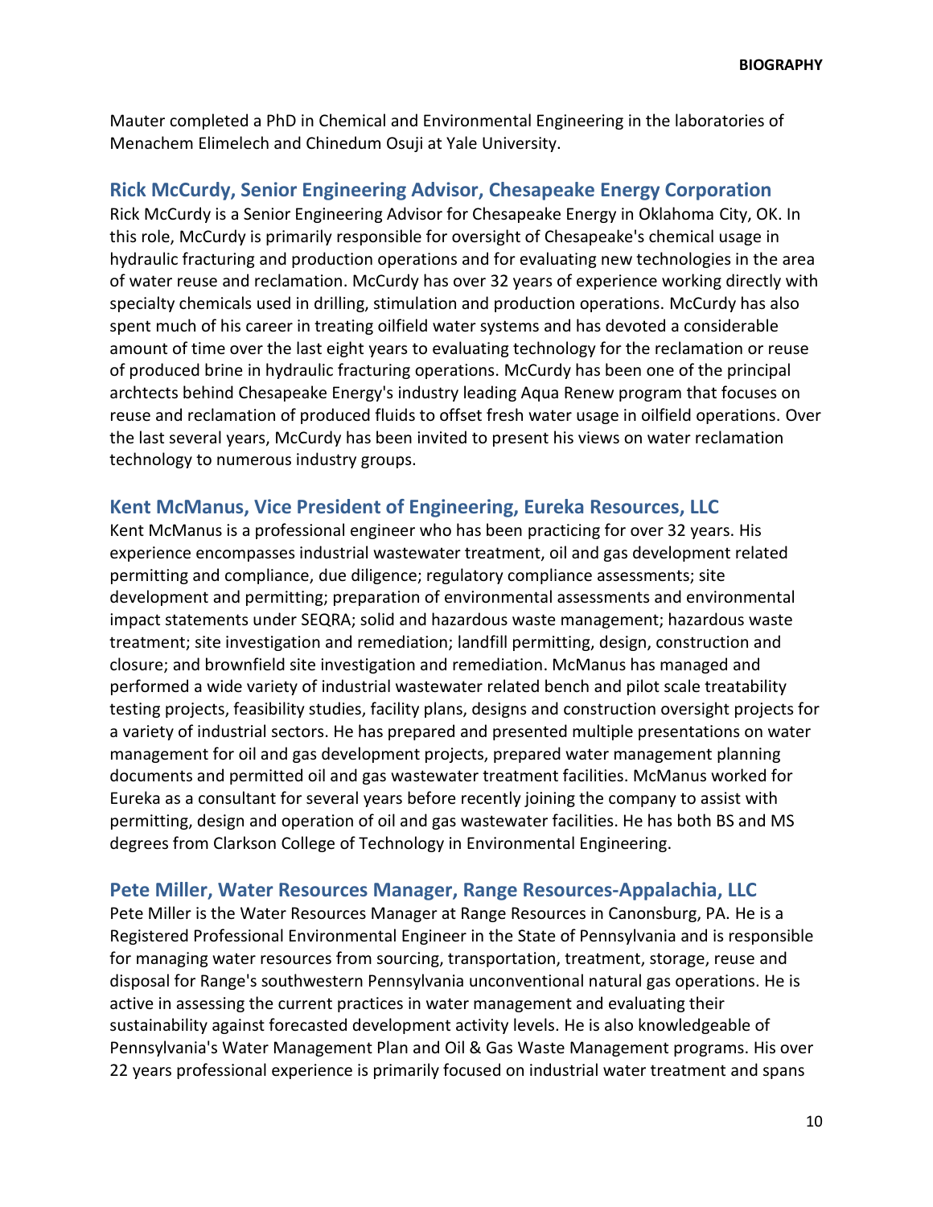Mauter completed a PhD in Chemical and Environmental Engineering in the laboratories of Menachem Elimelech and Chinedum Osuji at Yale University.

## Rick McCurdy, Senior Engineering Advisor, Chesapeake Energy Corporation

Rick McCurdy is a Senior Engineering Advisor for Chesapeake Energy in Oklahoma City, OK. In this role, McCurdy is primarily responsible for oversight of Chesapeake's chemical usage in hydraulic fracturing and production operations and for evaluating new technologies in the area of water reuse and reclamation. McCurdy has over 32 years of experience working directly with specialty chemicals used in drilling, stimulation and production operations. McCurdy has also spent much of his career in treating oilfield water systems and has devoted a considerable amount of time over the last eight years to evaluating technology for the reclamation or reuse of produced brine in hydraulic fracturing operations. McCurdy has been one of the principal archtects behind Chesapeake Energy's industry leading Aqua Renew program that focuses on reuse and reclamation of produced fluids to offset fresh water usage in oilfield operations. Over the last several years, McCurdy has been invited to present his views on water reclamation technology to numerous industry groups.

## Kent McManus, Vice President of Engineering, Eureka Resources, LLC

Kent McManus is a professional engineer who has been practicing for over 32 years. His experience encompasses industrial wastewater treatment, oil and gas development related permitting and compliance, due diligence; regulatory compliance assessments; site development and permitting; preparation of environmental assessments and environmental impact statements under SEQRA; solid and hazardous waste management; hazardous waste treatment; site investigation and remediation; landfill permitting, design, construction and closure; and brownfield site investigation and remediation. McManus has managed and performed a wide variety of industrial wastewater related bench and pilot scale treatability testing projects, feasibility studies, facility plans, designs and construction oversight projects for a variety of industrial sectors. He has prepared and presented multiple presentations on water management for oil and gas development projects, prepared water management planning documents and permitted oil and gas wastewater treatment facilities. McManus worked for Eureka as a consultant for several years before recently joining the company to assist with permitting, design and operation of oil and gas wastewater facilities. He has both BS and MS degrees from Clarkson College of Technology in Environmental Engineering.

## Pete Miller, Water Resources Manager, Range Resources-Appalachia, LLC

Pete Miller is the Water Resources Manager at Range Resources in Canonsburg, PA. He is a Registered Professional Environmental Engineer in the State of Pennsylvania and is responsible for managing water resources from sourcing, transportation, treatment, storage, reuse and disposal for Range's southwestern Pennsylvania unconventional natural gas operations. He is active in assessing the current practices in water management and evaluating their sustainability against forecasted development activity levels. He is also knowledgeable of Pennsylvania's Water Management Plan and Oil & Gas Waste Management programs. His over 22 years professional experience is primarily focused on industrial water treatment and spans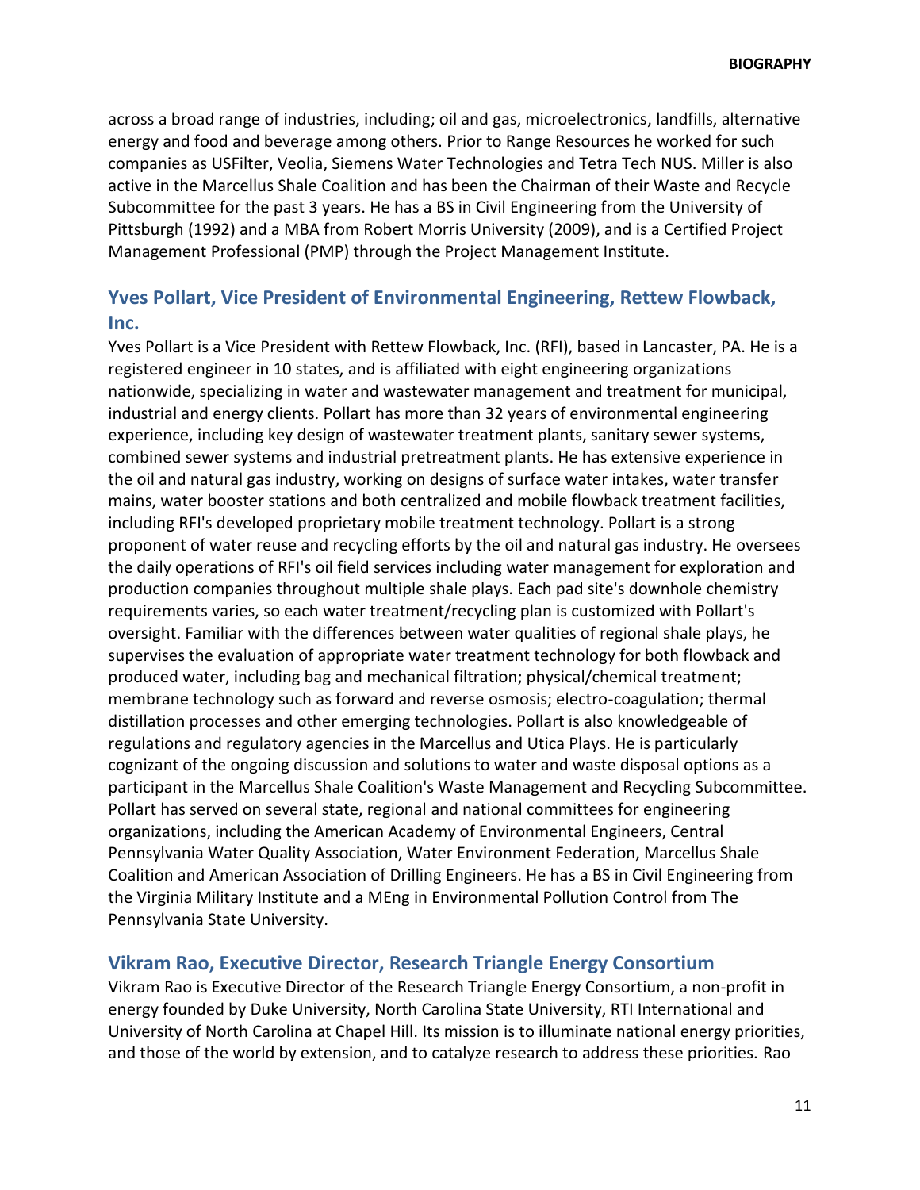across a broad range of industries, including; oil and gas, microelectronics, landfills, alternative energy and food and beverage among others. Prior to Range Resources he worked for such companies as USFilter, Veolia, Siemens Water Technologies and Tetra Tech NUS. Miller is also active in the Marcellus Shale Coalition and has been the Chairman of their Waste and Recycle Subcommittee for the past 3 years. He has a BS in Civil Engineering from the University of Pittsburgh (1992) and a MBA from Robert Morris University (2009), and is a Certified Project Management Professional (PMP) through the Project Management Institute.

## Yves Pollart, Vice President of Environmental Engineering, Rettew Flowback, Inc.

Yves Pollart is a Vice President with Rettew Flowback, Inc. (RFI), based in Lancaster, PA. He is a registered engineer in 10 states, and is affiliated with eight engineering organizations nationwide, specializing in water and wastewater management and treatment for municipal, industrial and energy clients. Pollart has more than 32 years of environmental engineering experience, including key design of wastewater treatment plants, sanitary sewer systems, combined sewer systems and industrial pretreatment plants. He has extensive experience in the oil and natural gas industry, working on designs of surface water intakes, water transfer mains, water booster stations and both centralized and mobile flowback treatment facilities, including RFI's developed proprietary mobile treatment technology. Pollart is a strong proponent of water reuse and recycling efforts by the oil and natural gas industry. He oversees the daily operations of RFI's oil field services including water management for exploration and production companies throughout multiple shale plays. Each pad site's downhole chemistry requirements varies, so each water treatment/recycling plan is customized with Pollart's oversight. Familiar with the differences between water qualities of regional shale plays, he supervises the evaluation of appropriate water treatment technology for both flowback and produced water, including bag and mechanical filtration; physical/chemical treatment; membrane technology such as forward and reverse osmosis; electro-coagulation; thermal distillation processes and other emerging technologies. Pollart is also knowledgeable of regulations and regulatory agencies in the Marcellus and Utica Plays. He is particularly cognizant of the ongoing discussion and solutions to water and waste disposal options as a participant in the Marcellus Shale Coalition's Waste Management and Recycling Subcommittee. Pollart has served on several state, regional and national committees for engineering organizations, including the American Academy of Environmental Engineers, Central Pennsylvania Water Quality Association, Water Environment Federation, Marcellus Shale Coalition and American Association of Drilling Engineers. He has a BS in Civil Engineering from the Virginia Military Institute and a MEng in Environmental Pollution Control from The Pennsylvania State University.

## Vikram Rao, Executive Director, Research Triangle Energy Consortium

Vikram Rao is Executive Director of the Research Triangle Energy Consortium, a non-profit in energy founded by Duke University, North Carolina State University, RTI International and University of North Carolina at Chapel Hill. Its mission is to illuminate national energy priorities, and those of the world by extension, and to catalyze research to address these priorities. Rao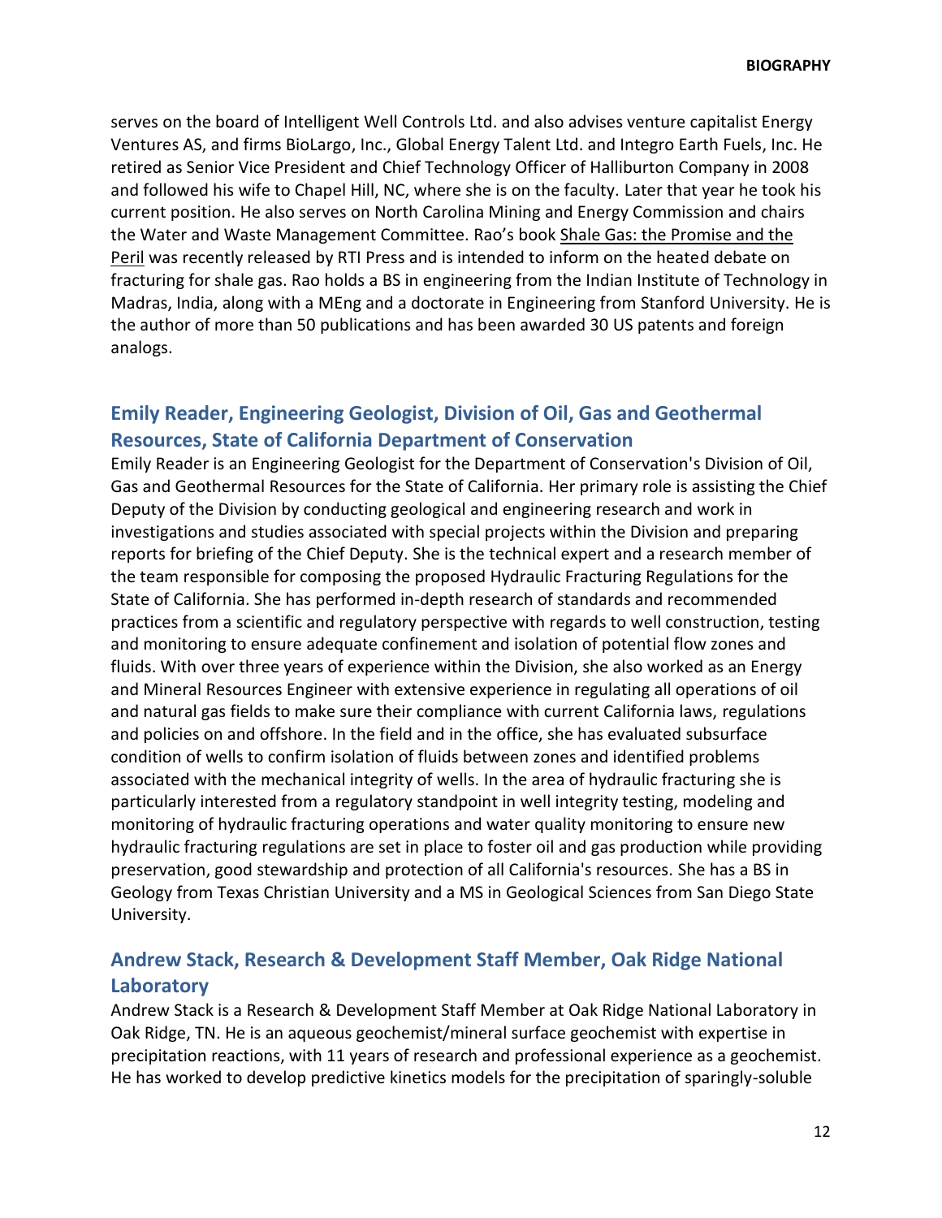serves on the board of Intelligent Well Controls Ltd. and also advises venture capitalist Energy Ventures AS, and firms BioLargo, Inc., Global Energy Talent Ltd. and Integro Earth Fuels, Inc. He retired as Senior Vice President and Chief Technology Officer of Halliburton Company in 2008 and followed his wife to Chapel Hill, NC, where she is on the faculty. Later that year he took his current position. He also serves on North Carolina Mining and Energy Commission and chairs the Water and Waste Management Committee. Rao's book Shale Gas: the Promise and the Peril was recently released by RTI Press and is intended to inform on the heated debate on fracturing for shale gas. Rao holds a BS in engineering from the Indian Institute of Technology in Madras, India, along with a MEng and a doctorate in Engineering from Stanford University. He is the author of more than 50 publications and has been awarded 30 US patents and foreign analogs.

## Emily Reader, Engineering Geologist, Division of Oil, Gas and Geothermal Resources, State of California Department of Conservation

Emily Reader is an Engineering Geologist for the Department of Conservation's Division of Oil, Gas and Geothermal Resources for the State of California. Her primary role is assisting the Chief Deputy of the Division by conducting geological and engineering research and work in investigations and studies associated with special projects within the Division and preparing reports for briefing of the Chief Deputy. She is the technical expert and a research member of the team responsible for composing the proposed Hydraulic Fracturing Regulations for the State of California. She has performed in-depth research of standards and recommended practices from a scientific and regulatory perspective with regards to well construction, testing and monitoring to ensure adequate confinement and isolation of potential flow zones and fluids. With over three years of experience within the Division, she also worked as an Energy and Mineral Resources Engineer with extensive experience in regulating all operations of oil and natural gas fields to make sure their compliance with current California laws, regulations and policies on and offshore. In the field and in the office, she has evaluated subsurface condition of wells to confirm isolation of fluids between zones and identified problems associated with the mechanical integrity of wells. In the area of hydraulic fracturing she is particularly interested from a regulatory standpoint in well integrity testing, modeling and monitoring of hydraulic fracturing operations and water quality monitoring to ensure new hydraulic fracturing regulations are set in place to foster oil and gas production while providing preservation, good stewardship and protection of all California's resources. She has a BS in Geology from Texas Christian University and a MS in Geological Sciences from San Diego State University.

## Andrew Stack, Research & Development Staff Member, Oak Ridge National Laboratory

Andrew Stack is a Research & Development Staff Member at Oak Ridge National Laboratory in Oak Ridge, TN. He is an aqueous geochemist/mineral surface geochemist with expertise in precipitation reactions, with 11 years of research and professional experience as a geochemist. He has worked to develop predictive kinetics models for the precipitation of sparingly-soluble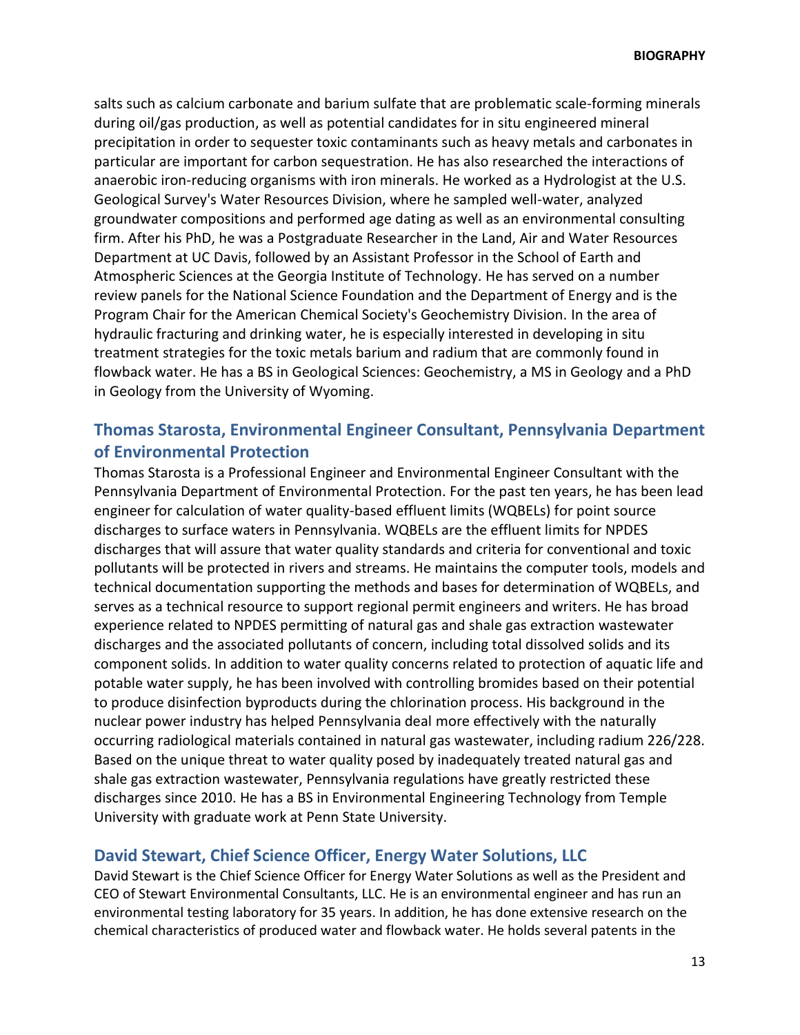salts such as calcium carbonate and barium sulfate that are problematic scale-forming minerals during oil/gas production, as well as potential candidates for in situ engineered mineral precipitation in order to sequester toxic contaminants such as heavy metals and carbonates in particular are important for carbon sequestration. He has also researched the interactions of anaerobic iron-reducing organisms with iron minerals. He worked as a Hydrologist at the U.S. Geological Survey's Water Resources Division, where he sampled well-water, analyzed groundwater compositions and performed age dating as well as an environmental consulting firm. After his PhD, he was a Postgraduate Researcher in the Land, Air and Water Resources Department at UC Davis, followed by an Assistant Professor in the School of Earth and Atmospheric Sciences at the Georgia Institute of Technology. He has served on a number review panels for the National Science Foundation and the Department of Energy and is the Program Chair for the American Chemical Society's Geochemistry Division. In the area of hydraulic fracturing and drinking water, he is especially interested in developing in situ treatment strategies for the toxic metals barium and radium that are commonly found in flowback water. He has a BS in Geological Sciences: Geochemistry, a MS in Geology and a PhD in Geology from the University of Wyoming.

## Thomas Starosta, Environmental Engineer Consultant, Pennsylvania Department of Environmental Protection

Thomas Starosta is a Professional Engineer and Environmental Engineer Consultant with the Pennsylvania Department of Environmental Protection. For the past ten years, he has been lead engineer for calculation of water quality-based effluent limits (WQBELs) for point source discharges to surface waters in Pennsylvania. WQBELs are the effluent limits for NPDES discharges that will assure that water quality standards and criteria for conventional and toxic pollutants will be protected in rivers and streams. He maintains the computer tools, models and technical documentation supporting the methods and bases for determination of WQBELs, and serves as a technical resource to support regional permit engineers and writers. He has broad experience related to NPDES permitting of natural gas and shale gas extraction wastewater discharges and the associated pollutants of concern, including total dissolved solids and its component solids. In addition to water quality concerns related to protection of aquatic life and potable water supply, he has been involved with controlling bromides based on their potential to produce disinfection byproducts during the chlorination process. His background in the nuclear power industry has helped Pennsylvania deal more effectively with the naturally occurring radiological materials contained in natural gas wastewater, including radium 226/228. Based on the unique threat to water quality posed by inadequately treated natural gas and shale gas extraction wastewater, Pennsylvania regulations have greatly restricted these discharges since 2010. He has a BS in Environmental Engineering Technology from Temple University with graduate work at Penn State University.

## David Stewart, Chief Science Officer, Energy Water Solutions, LLC

David Stewart is the Chief Science Officer for Energy Water Solutions as well as the President and CEO of Stewart Environmental Consultants, LLC. He is an environmental engineer and has run an environmental testing laboratory for 35 years. In addition, he has done extensive research on the chemical characteristics of produced water and flowback water. He holds several patents in the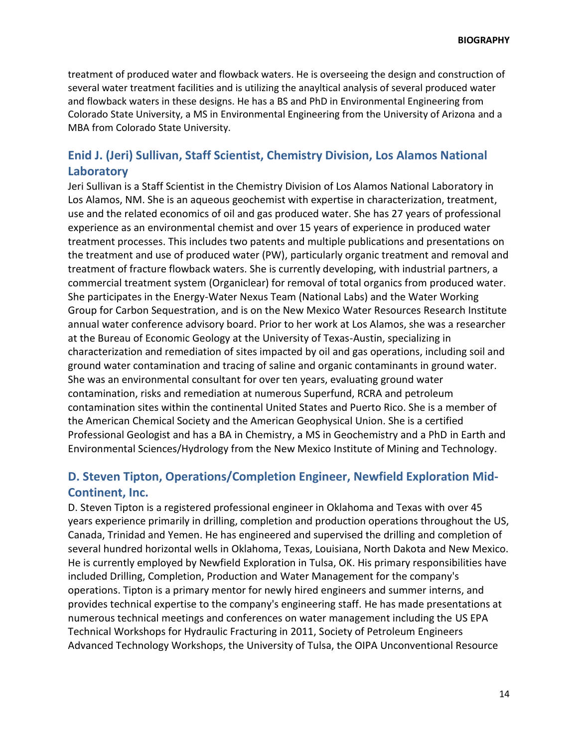treatment of produced water and flowback waters. He is overseeing the design and construction of several water treatment facilities and is utilizing the anayltical analysis of several produced water and flowback waters in these designs. He has a BS and PhD in Environmental Engineering from Colorado State University, a MS in Environmental Engineering from the University of Arizona and a MBA from Colorado State University.

## Enid J. (Jeri) Sullivan, Staff Scientist, Chemistry Division, Los Alamos National Laboratory

Jeri Sullivan is a Staff Scientist in the Chemistry Division of Los Alamos National Laboratory in Los Alamos, NM. She is an aqueous geochemist with expertise in characterization, treatment, use and the related economics of oil and gas produced water. She has 27 years of professional experience as an environmental chemist and over 15 years of experience in produced water treatment processes. This includes two patents and multiple publications and presentations on the treatment and use of produced water (PW), particularly organic treatment and removal and treatment of fracture flowback waters. She is currently developing, with industrial partners, a commercial treatment system (Organiclear) for removal of total organics from produced water. She participates in the Energy-Water Nexus Team (National Labs) and the Water Working Group for Carbon Sequestration, and is on the New Mexico Water Resources Research Institute annual water conference advisory board. Prior to her work at Los Alamos, she was a researcher at the Bureau of Economic Geology at the University of Texas-Austin, specializing in characterization and remediation of sites impacted by oil and gas operations, including soil and ground water contamination and tracing of saline and organic contaminants in ground water. She was an environmental consultant for over ten years, evaluating ground water contamination, risks and remediation at numerous Superfund, RCRA and petroleum contamination sites within the continental United States and Puerto Rico. She is a member of the American Chemical Society and the American Geophysical Union. She is a certified Professional Geologist and has a BA in Chemistry, a MS in Geochemistry and a PhD in Earth and Environmental Sciences/Hydrology from the New Mexico Institute of Mining and Technology.

## D. Steven Tipton, Operations/Completion Engineer, Newfield Exploration Mid-Continent, Inc.

D. Steven Tipton is a registered professional engineer in Oklahoma and Texas with over 45 years experience primarily in drilling, completion and production operations throughout the US, Canada, Trinidad and Yemen. He has engineered and supervised the drilling and completion of several hundred horizontal wells in Oklahoma, Texas, Louisiana, North Dakota and New Mexico. He is currently employed by Newfield Exploration in Tulsa, OK. His primary responsibilities have included Drilling, Completion, Production and Water Management for the company's operations. Tipton is a primary mentor for newly hired engineers and summer interns, and provides technical expertise to the company's engineering staff. He has made presentations at numerous technical meetings and conferences on water management including the US EPA Technical Workshops for Hydraulic Fracturing in 2011, Society of Petroleum Engineers Advanced Technology Workshops, the University of Tulsa, the OIPA Unconventional Resource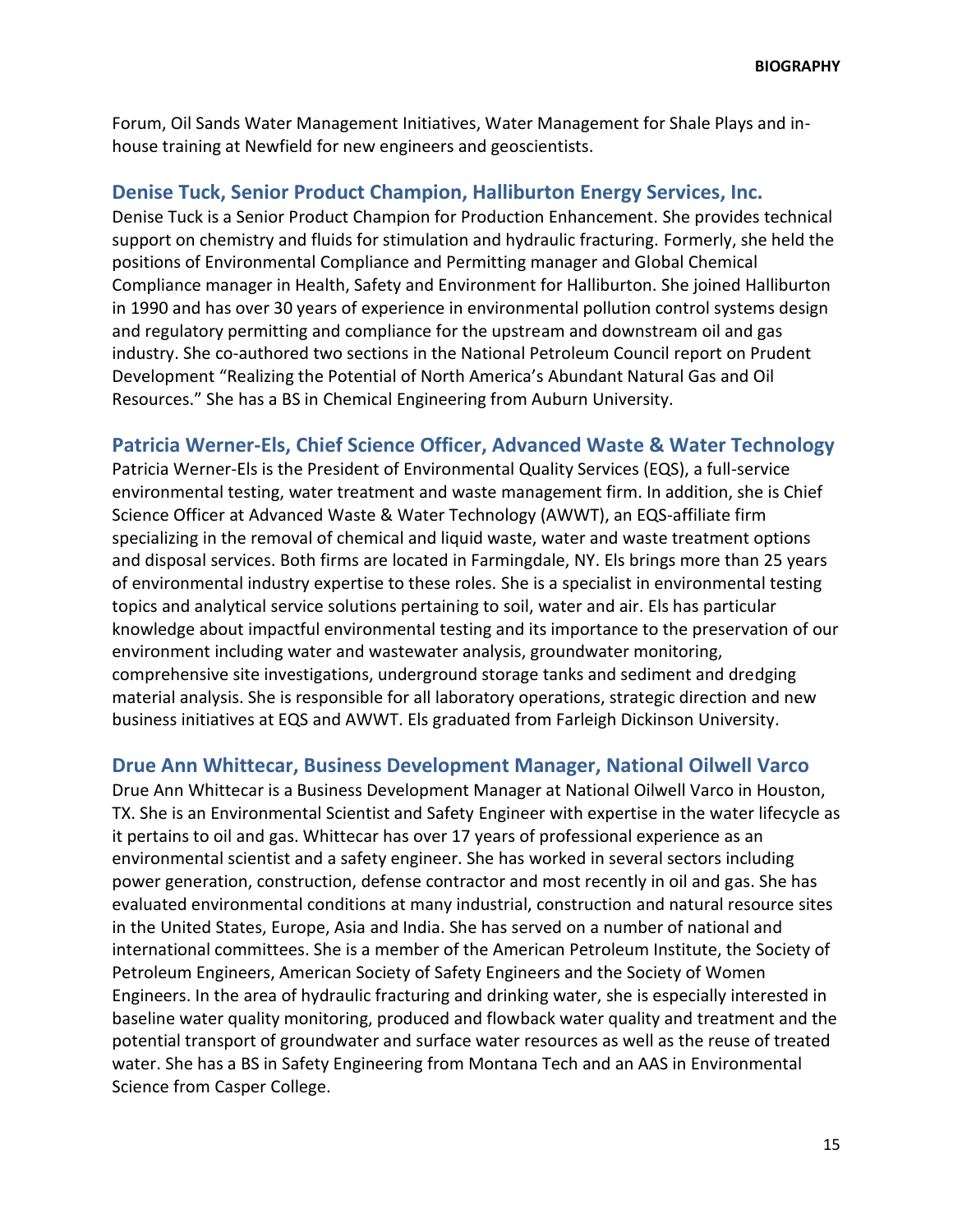Forum, Oil Sands Water Management Initiatives, Water Management for Shale Plays and in-house training at Newfield for new engineers and geoscientists.

## Denise Tuck, Senior Product Champion, Halliburton Energy Services, Inc.

Denise Tuck is a Senior Product Champion for Production Enhancement. She provides technical support on chemistry and fluids for stimulation and hydraulic fracturing. Formerly, she held the positions of Environmental Compliance and Permitting manager and Global Chemical Compliance manager in Health, Safety and Environment for Halliburton. She joined Halliburton in 1990 and has over 30 years of experience in environmental pollution control systems design and regulatory permitting and compliance for the upstream and downstream oil and gas industry. She co-authored two sections in the National Petroleum Council report on Prudent Development "Realizing the Potential of North America's Abundant Natural Gas and Oil Resources." She has a BS in Chemical Engineering from Auburn University.

## Patricia Werner-Els, Chief Science Officer, Advanced Waste & Water Technology

Patricia Werner-Els is the President of Environmental Quality Services (EQS), a full-service environmental testing, water treatment and waste management firm. In addition, she is Chief Science Officer at Advanced Waste & Water Technology (AWWT), an EQS-affiliate firm specializing in the removal of chemical and liquid waste, water and waste treatment options and disposal services. Both firms are located in Farmingdale, NY. Els brings more than 25 years of environmental industry expertise to these roles. She is a specialist in environmental testing topics and analytical service solutions pertaining to soil, water and air. Els has particular knowledge about impactful environmental testing and its importance to the preservation of our environment including water and wastewater analysis, groundwater monitoring, comprehensive site investigations, underground storage tanks and sediment and dredging material analysis. She is responsible for all laboratory operations, strategic direction and new business initiatives at EQS and AWWT. Els graduated from Farleigh Dickinson University.

## Drue Ann Whittecar, Business Development Manager, National Oilwell Varco

Drue Ann Whittecar is a Business Development Manager at National Oilwell Varco in Houston, TX. She is an Environmental Scientist and Safety Engineer with expertise in the water lifecycle as it pertains to oil and gas. Whittecar has over 17 years of professional experience as an environmental scientist and a safety engineer. She has worked in several sectors including power generation, construction, defense contractor and most recently in oil and gas. She has evaluated environmental conditions at many industrial, construction and natural resource sites in the United States, Europe, Asia and India. She has served on a number of national and international committees. She is a member of the American Petroleum Institute, the Society of Petroleum Engineers, American Society of Safety Engineers and the Society of Women Engineers. In the area of hydraulic fracturing and drinking water, she is especially interested in baseline water quality monitoring, produced and flowback water quality and treatment and the potential transport of groundwater and surface water resources as well as the reuse of treated water. She has a BS in Safety Engineering from Montana Tech and an AAS in Environmental Science from Casper College.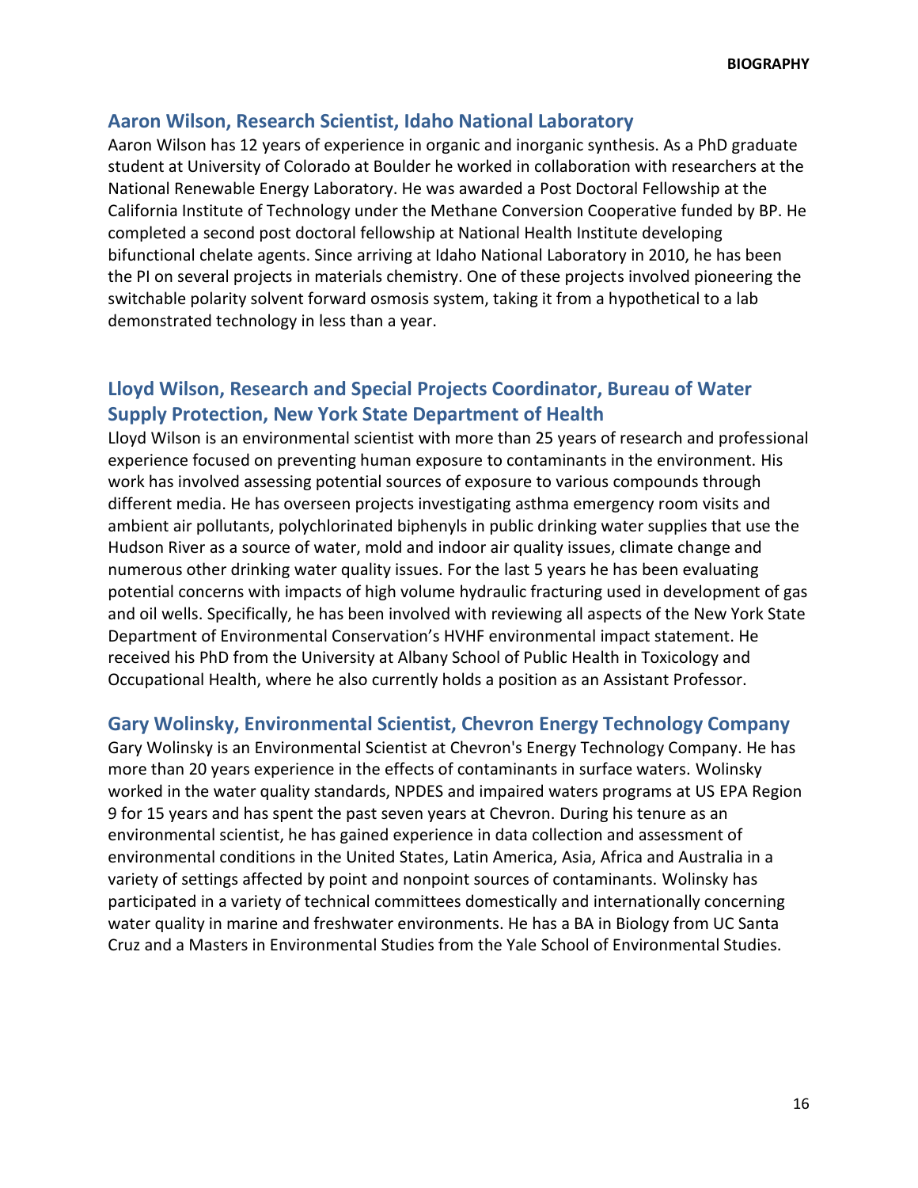## Aaron Wilson, Research Scientist, Idaho National Laboratory

Aaron Wilson has 12 years of experience in organic and inorganic synthesis. As a PhD graduate student at University of Colorado at Boulder he worked in collaboration with researchers at the National Renewable Energy Laboratory. He was awarded a Post Doctoral Fellowship at the California Institute of Technology under the Methane Conversion Cooperative funded by BP. He completed a second post doctoral fellowship at National Health Institute developing bifunctional chelate agents. Since arriving at Idaho National Laboratory in 2010, he has been the PI on several projects in materials chemistry. One of these projects involved pioneering the switchable polarity solvent forward osmosis system, taking it from a hypothetical to a lab demonstrated technology in less than a year.

## Lloyd Wilson, Research and Special Projects Coordinator, Bureau of Water Supply Protection, New York State Department of Health

Lloyd Wilson is an environmental scientist with more than 25 years of research and professional experience focused on preventing human exposure to contaminants in the environment. His work has involved assessing potential sources of exposure to various compounds through different media. He has overseen projects investigating asthma emergency room visits and ambient air pollutants, polychlorinated biphenyls in public drinking water supplies that use the Hudson River as a source of water, mold and indoor air quality issues, climate change and numerous other drinking water quality issues. For the last 5 years he has been evaluating potential concerns with impacts of high volume hydraulic fracturing used in development of gas and oil wells. Specifically, he has been involved with reviewing all aspects of the New York State Department of Environmental Conservation's HVHF environmental impact statement. He received his PhD from the University at Albany School of Public Health in Toxicology and Occupational Health, where he also currently holds a position as an Assistant Professor.

## Gary Wolinsky, Environmental Scientist, Chevron Energy Technology Company

Gary Wolinsky is an Environmental Scientist at Chevron's Energy Technology Company. He has more than 20 years experience in the effects of contaminants in surface waters. Wolinsky worked in the water quality standards, NPDES and impaired waters programs at US EPA Region 9 for 15 years and has spent the past seven years at Chevron. During his tenure as an environmental scientist, he has gained experience in data collection and assessment of environmental conditions in the United States, Latin America, Asia, Africa and Australia in a variety of settings affected by point and nonpoint sources of contaminants. Wolinsky has participated in a variety of technical committees domestically and internationally concerning water quality in marine and freshwater environments. He has a BA in Biology from UC Santa Cruz and a Masters in Environmental Studies from the Yale School of Environmental Studies.